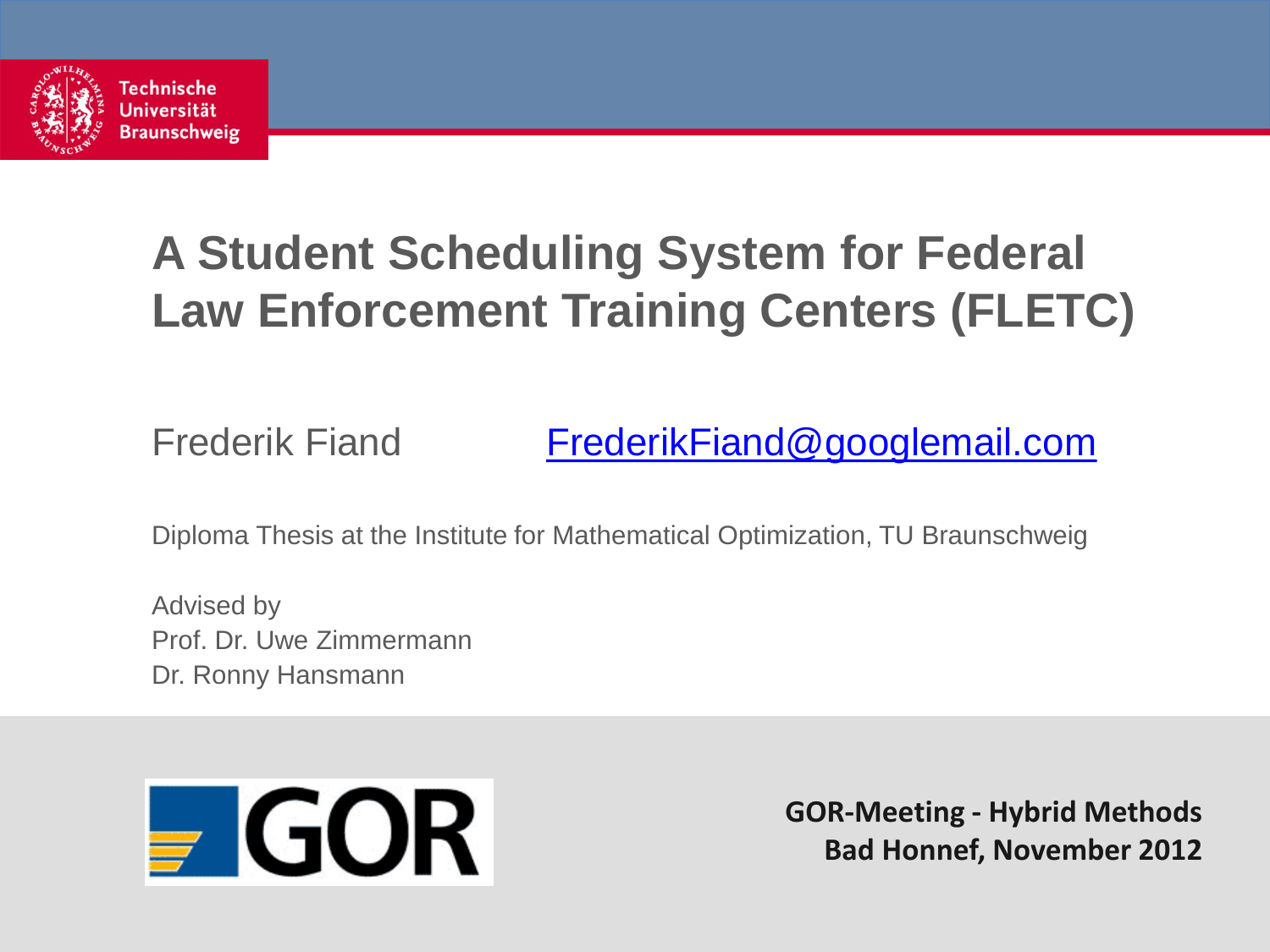Technische Universität Braunschweig

# A Student Scheduling System for Federal Law Enforcement Training Centers (FLETC)

Frederik Fiand FrederikFiand@googlemail.com

Diploma Thesis at the Institute for Mathematical Optimization, TU Braunschweig

Advised by
Prof. Dr. Uwe Zimmermann
Dr. Ronny Hansmann

GOR

**GOR-Meeting - Hybrid Methods**
**Bad Honnef, November 2012**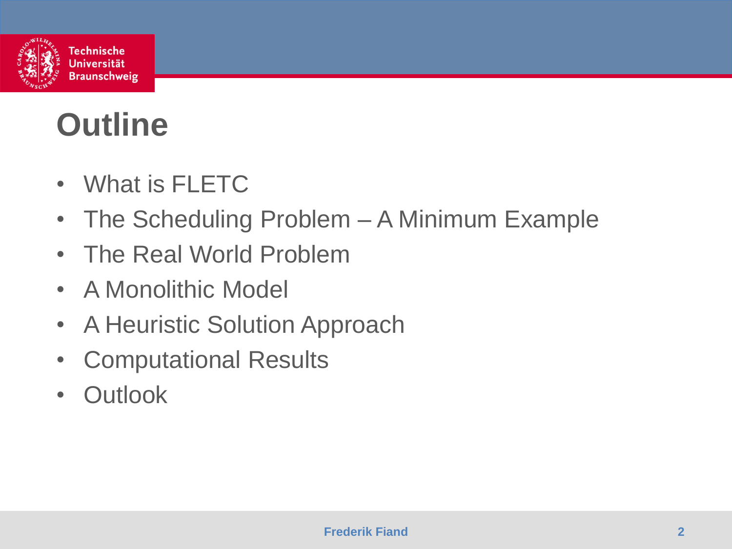# Outline

- What is FLETC
- The Scheduling Problem – A Minimum Example
- The Real World Problem
- A Monolithic Model
- A Heuristic Solution Approach
- Computational Results
- Outlook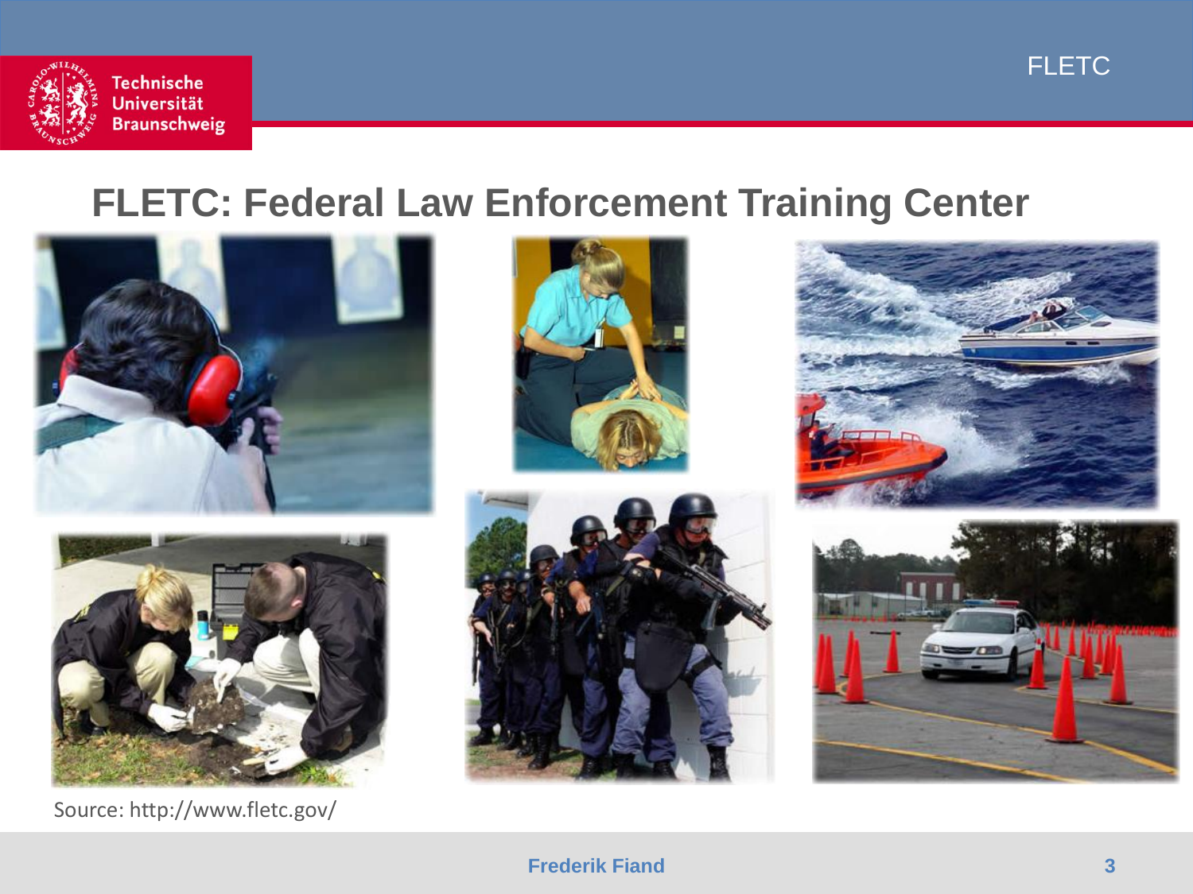# FLETC: Federal Law Enforcement Training Center

Source: http://www.fletc.gov/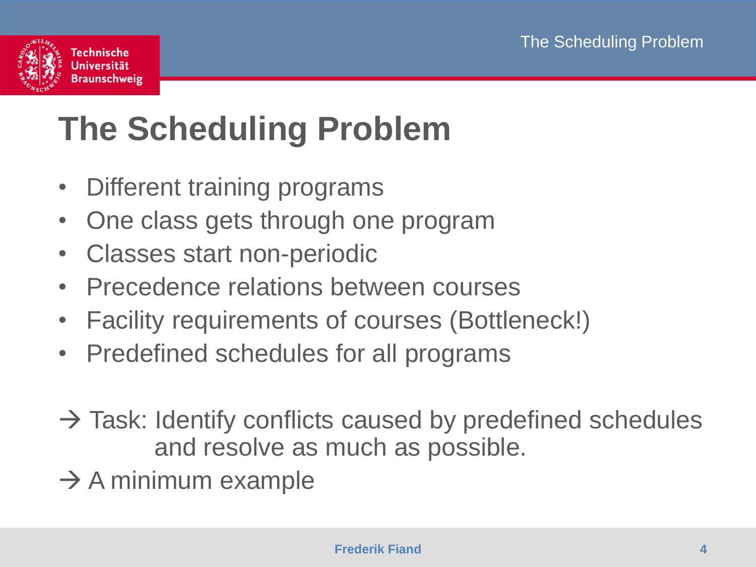# The Scheduling Problem

- Different training programs
- One class gets through one program
- Classes start non-periodic
- Precedence relations between courses
- Facility requirements of courses (Bottleneck!)
- Predefined schedules for all programs

→ Task: Identify conflicts caused by predefined schedules and resolve as much as possible.

→ A minimum example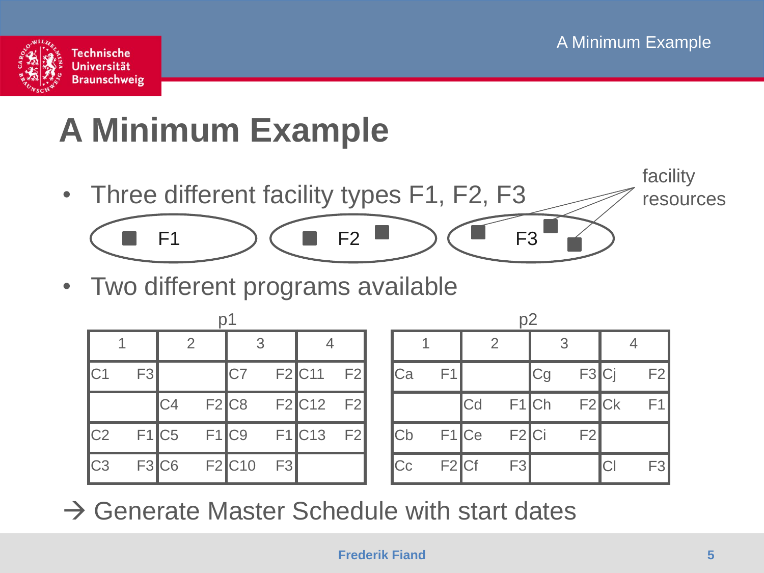# A Minimum Example

- Three different facility types F1, F2, F3

F1 F2 F3

facility resources

- Two different programs available

p1

| 1 | 2 | 3 | 4 |
|---|---|---|---|
| C1 F3 | | C7 F2 | C11 F2 |
| | C4 F2 | C8 F2 | C12 F2 |
| C2 F1 | C5 F1 | C9 F1 | C13 F2 |
| C3 F3 | C6 F2 | C10 F3 | |

p2

| 1 | 2 | 3 | 4 |
|---|---|---|---|
| Ca F1 | | Cg F3 | Cj F2 |
| | Cd F1 | Ch F2 | Ck F1 |
| Cb F1 | Ce F2 | Ci F2 | |
| Cc F2 | Cf F3 | | Cl F3 |

→ Generate Master Schedule with start dates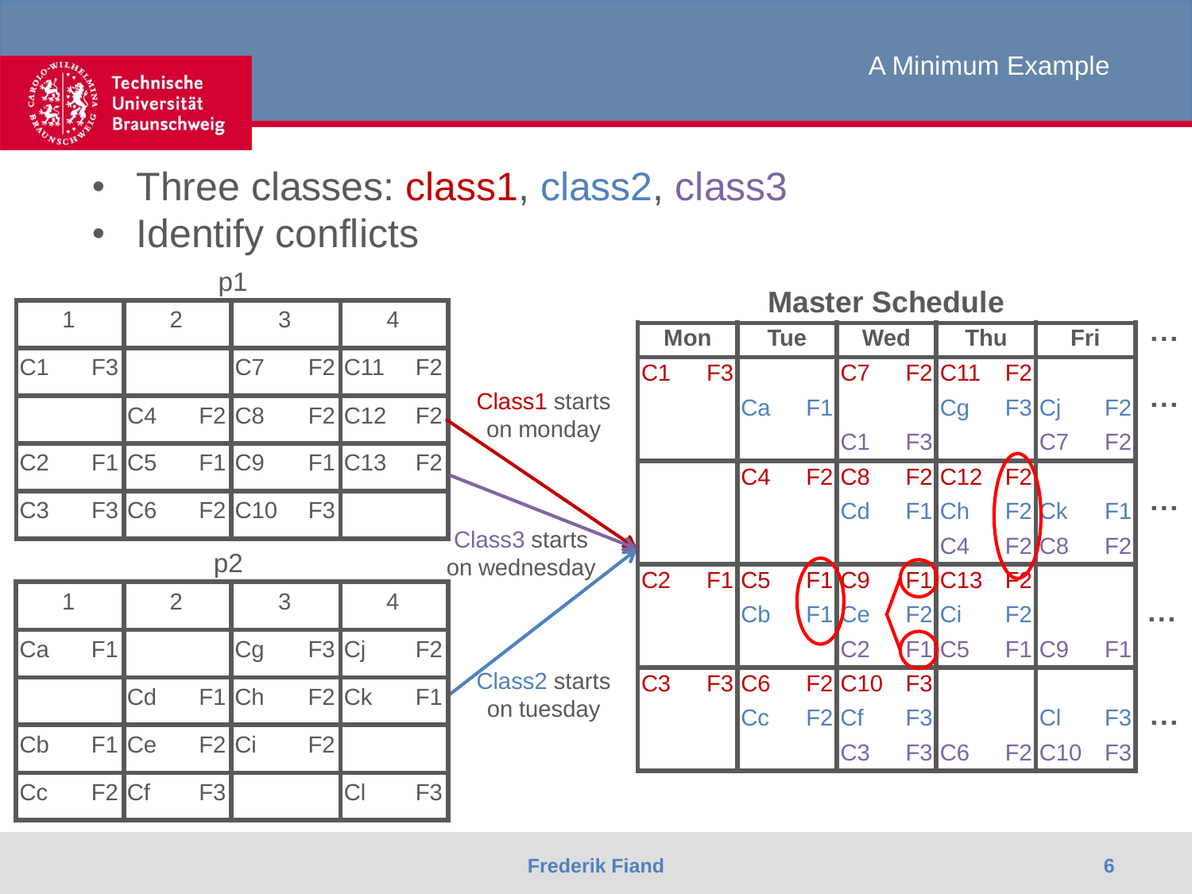## A Minimum Example

- Three classes: class1, class2, class3
- Identify conflicts

p1

| 1 | | 2 | | 3 | | 4 | |
|---|---|---|---|---|---|---|---|
| C1 | F3 | | | C7 | F2 | C11 | F2 |
| | | C4 | F2 | C8 | F2 | C12 | F2 |
| C2 | F1 | C5 | F1 | C9 | F1 | C13 | F2 |
| C3 | F3 | C6 | F2 | C10 | F3 | | |

p2

| 1 | | 2 | | 3 | | 4 | |
|---|---|---|---|---|---|---|---|
| Ca | F1 | | | Cg | F3 | Cj | F2 |
| | | Cd | F1 | Ch | F2 | Ck | F1 |
| Cb | F1 | Ce | F2 | Ci | F2 | | |
| Cc | F2 | Cf | F3 | | | Cl | F3 |

Class1 starts on monday

Class3 starts on wednesday

Class2 starts on tuesday

**Master Schedule**

| Mon | | Tue | | Wed | | Thu | | Fri | | |
|---|---|---|---|---|---|---|---|---|---|---|
| C1 | F3 | | | C7 | F2 | C11 | F2 | | | … |
| | | Ca | F1 | | | Cg | F3 | Cj | F2 | … |
| | | | | C1 | F3 | | | C7 | F2 | |
| | | C4 | F2 | C8 | F2 | C12 | F2 | | | |
| | | | | Cd | F1 | Ch | F2 | Ck | F1 | … |
| | | | | | | C4 | F2 | C8 | F2 | |
| C2 | F1 | C5 | F1 | C9 | F1 | C13 | F2 | | | |
| | | Cb | F1 | Ce | F2 | Ci | F2 | | | … |
| | | | | C2 | F1 | C5 | F1 | C9 | F1 | |
| C3 | F3 | C6 | F2 | C10 | F3 | | | | | |
| | | Cc | F2 | Cf | F3 | | | Cl | F3 | … |
| | | | | C3 | F3 | C6 | F2 | C10 | F3 | |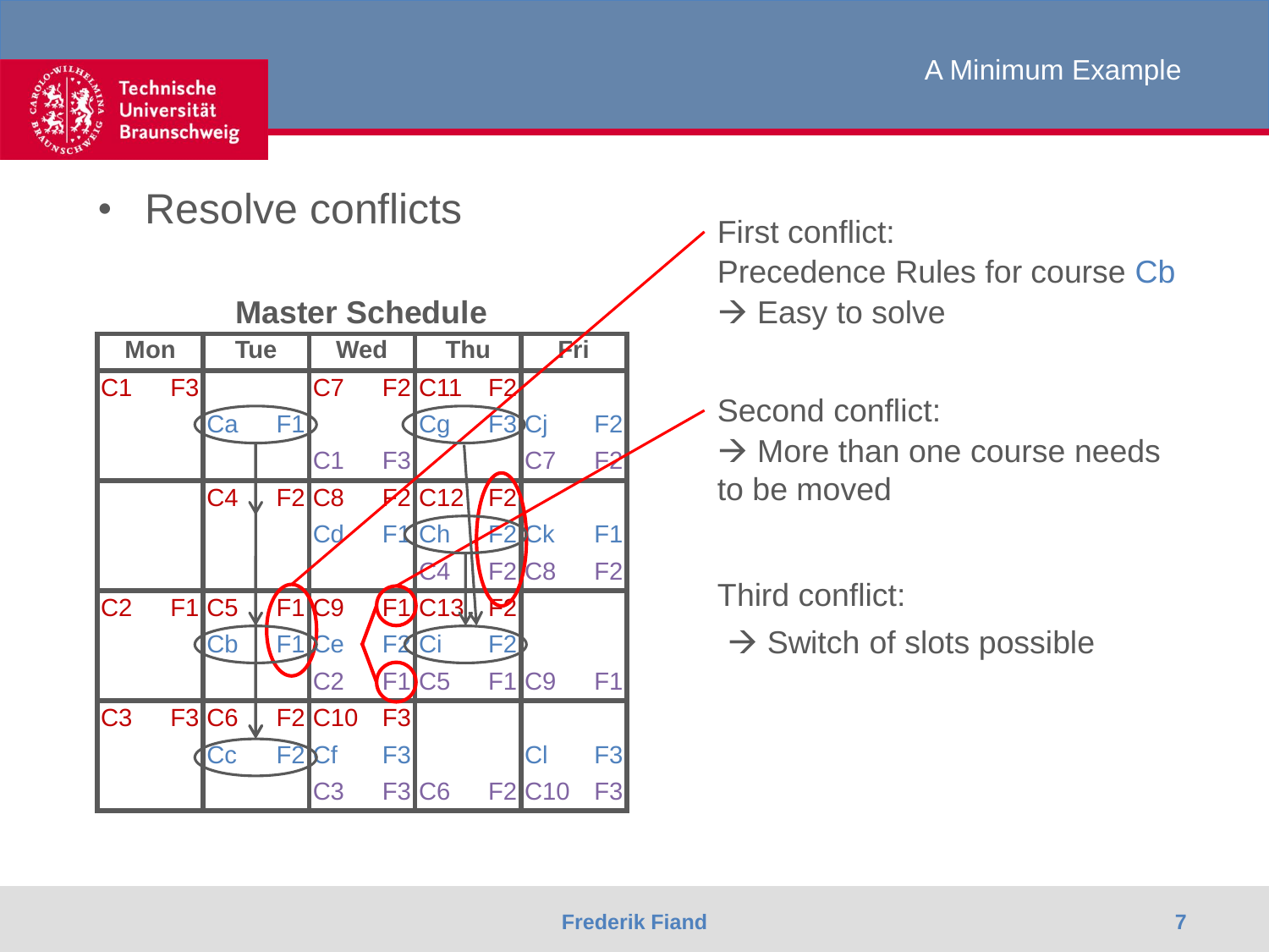- Resolve conflicts

**Master Schedule**

| Mon | Tue | Wed | Thu | Fri |
|---|---|---|---|---|
| C1 F3 | | C7 F2 | C11 F2 | |
| | Ca F1 | | Cg F3 | Cj F2 |
| | | C1 F3 | | C7 F2 |
| | C4 F2 | C8 F2 | C12 F2 | |
| | | Cd F1 | Ch F2 | Ck F1 |
| | | | C4 F2 | C8 F2 |
| C2 F1 | C5 F1 | C9 F1 | C13 F2 | |
| | Cb F1 | Ce F2 | Ci F2 | |
| | | C2 F1 | C5 F1 | C9 F1 |
| C3 F3 | C6 F2 | C10 F3 | | |
| | Cc F2 | Cf F3 | | Cl F3 |
| | | C3 F3 | C6 F2 | C10 F3 |

First conflict:
Precedence Rules for course Cb
→ Easy to solve

Second conflict:
→ More than one course needs to be moved

Third conflict:
→ Switch of slots possible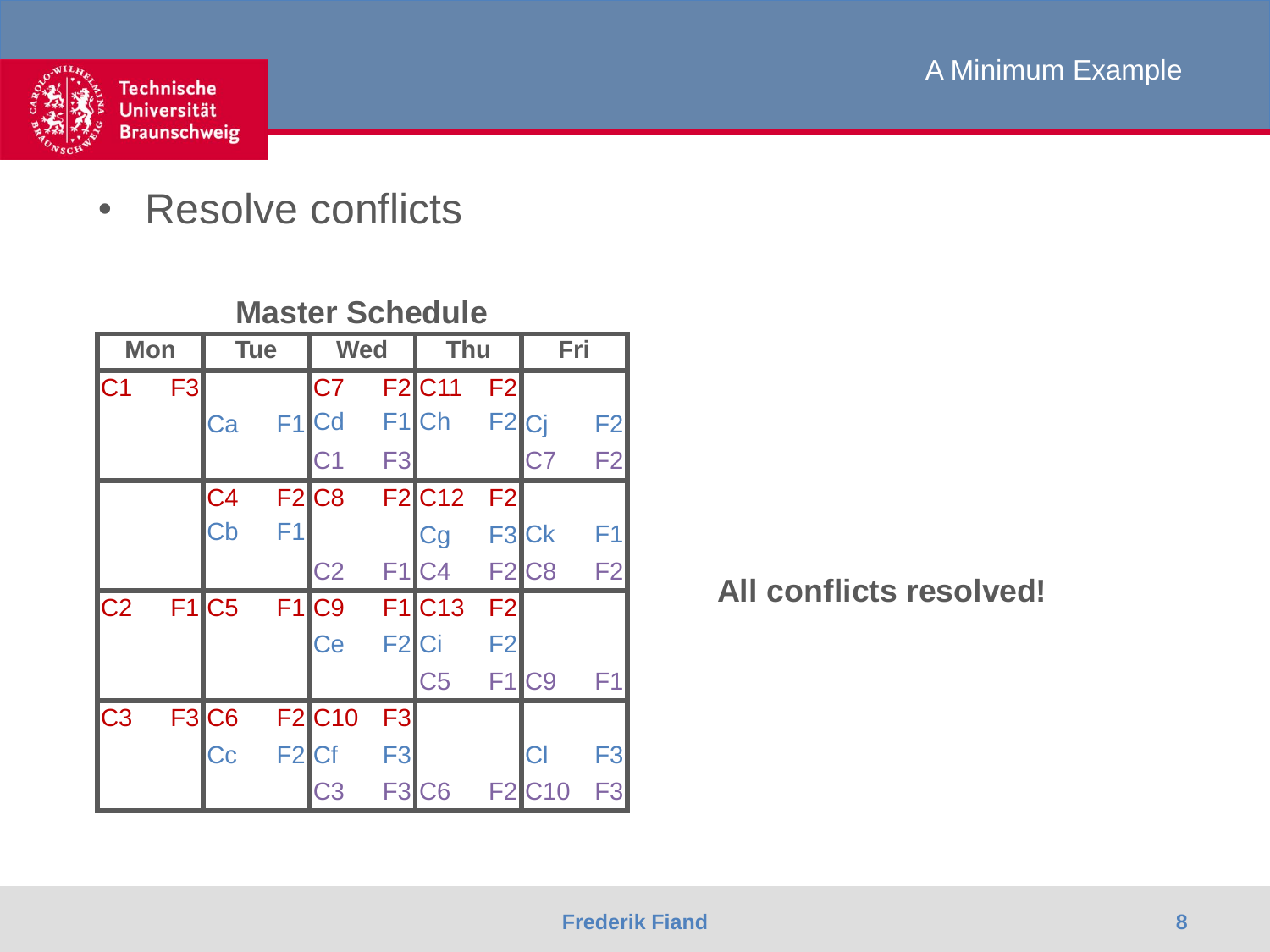- Resolve conflicts

**Master Schedule**

| Mon | Tue | Wed | Thu | Fri |
|---|---|---|---|---|
| C1 F3 | Ca F1 | C7 F2<br>Cd F1<br>C1 F3 | C11 F2<br>Ch F2 | Cj F2<br>C7 F2 |
| | C4 F2<br>Cb F1 | C8 F2<br>C2 F1 | C12 F2<br>Cg F3<br>C4 F2 | Ck F1<br>C8 F2 |
| C2 F1 | C5 F1 | C9 F1<br>Ce F2 | C13 F2<br>Ci F2<br>C5 F1 | C9 F1 |
| C3 F3 | C6 F2<br>Cc F2 | C10 F3<br>Cf F3<br>C3 F3 | C6 F2 | Cl F3<br>C10 F3 |

**All conflicts resolved!**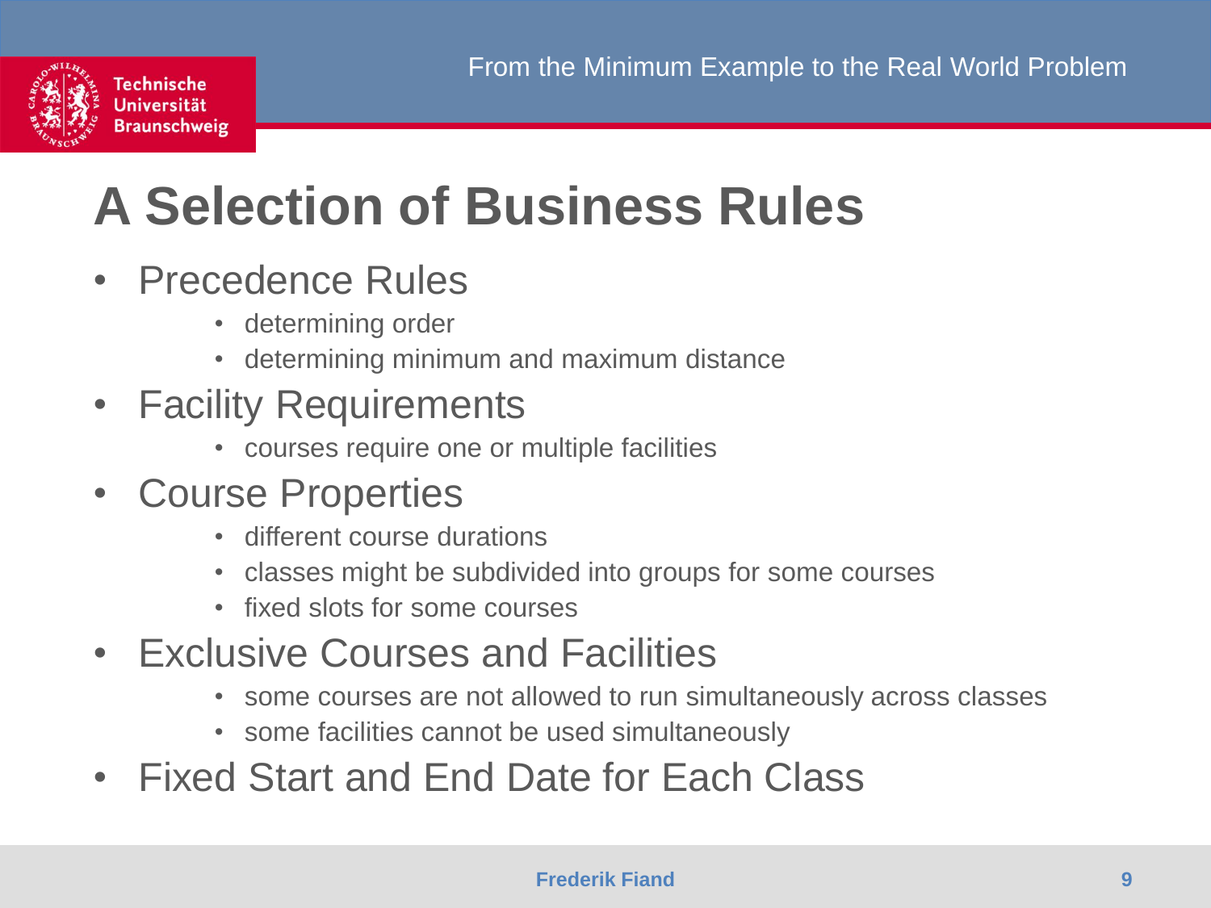# A Selection of Business Rules

- Precedence Rules
  - determining order
  - determining minimum and maximum distance
- Facility Requirements
  - courses require one or multiple facilities
- Course Properties
  - different course durations
  - classes might be subdivided into groups for some courses
  - fixed slots for some courses
- Exclusive Courses and Facilities
  - some courses are not allowed to run simultaneously across classes
  - some facilities cannot be used simultaneously
- Fixed Start and End Date for Each Class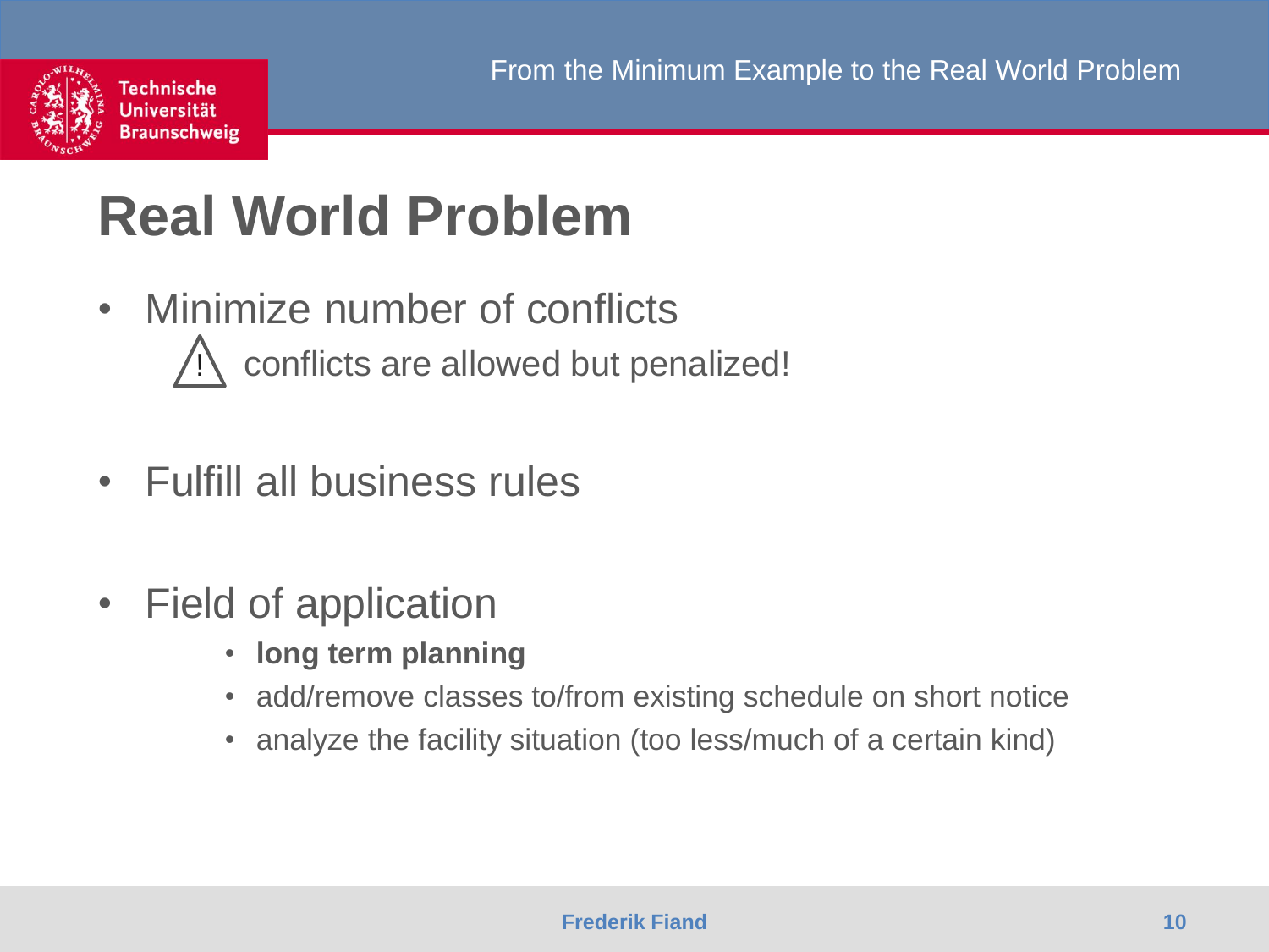# Real World Problem

- Minimize number of conflicts
  ⚠ conflicts are allowed but penalized!

- Fulfill all business rules

- Field of application
  - **long term planning**
  - add/remove classes to/from existing schedule on short notice
  - analyze the facility situation (too less/much of a certain kind)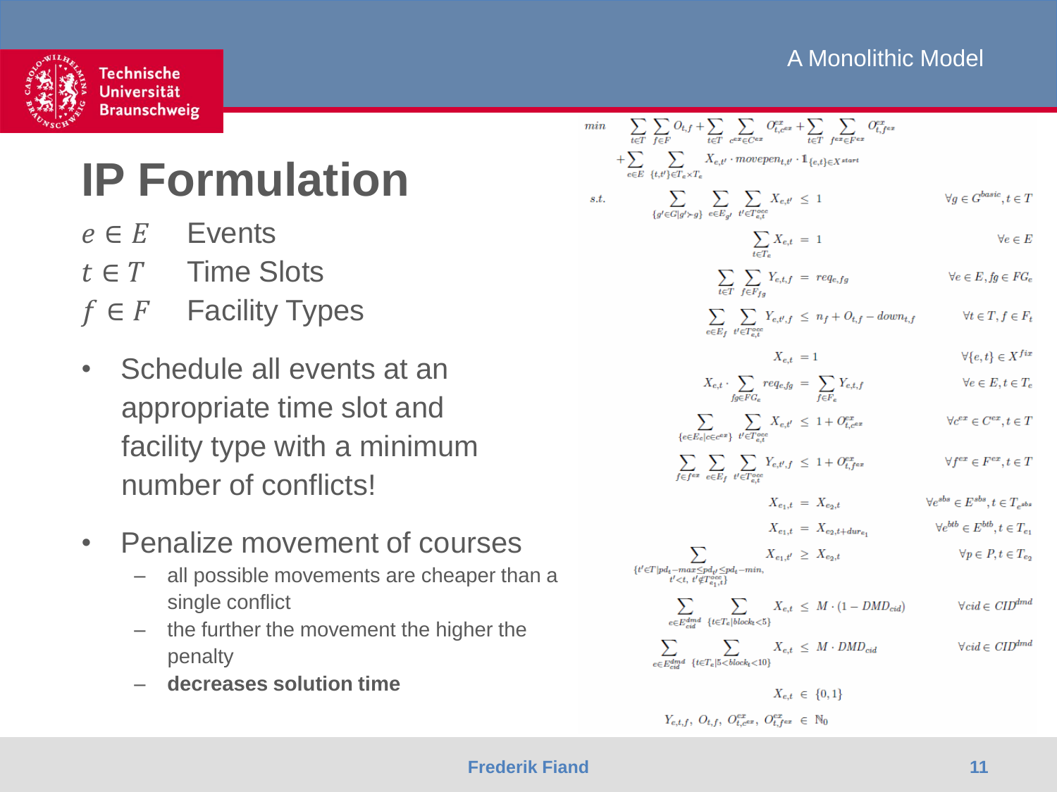# IP Formulation

$e \in E$ Events

$t \in T$ Time Slots

$f \in F$ Facility Types

- Schedule all events at an appropriate time slot and facility type with a minimum number of conflicts!
- Penalize movement of courses
  - all possible movements are cheaper than a single conflict
  - the further the movement the higher the penalty
  - **decreases solution time**

$$
\begin{aligned}
\min \quad & \sum_{t \in T} \sum_{f \in F} O_{t,f} + \sum_{t \in T} \sum_{c^{ex} \in C^{ex}} O^{ex}_{t,c^{ex}} + \sum_{t \in T} \sum_{f^{ex} \in F^{ex}} O^{ex}_{t,f^{ex}} \\
& + \sum_{e \in E} \sum_{\{t,t'\} \in T_e \times T_e} X_{e,t'} \cdot movepen_{t,t'} \cdot \mathbb{1}_{\{e,t\} \in X^{start}} \\
\text{s.t.} \quad & \sum_{\{g' \in G | g' \succ g\}} \sum_{e \in E_{g'}} \sum_{t' \in T^{occ}_{e,t}} X_{e,t'} \leq 1 && \forall g \in G^{basic}, t \in T \\
& \sum_{t \in T_e} X_{e,t} = 1 && \forall e \in E \\
& \sum_{t \in T} \sum_{f \in F_{fg}} Y_{e,t,f} = req_{e,fg} && \forall e \in E, fg \in FG_e \\
& \sum_{e \in E_f} \sum_{t' \in T^{occ}_{e,t}} Y_{e,t',f} \leq n_f + O_{t,f} - down_{t,f} && \forall t \in T, f \in F_t \\
& X_{e,t} = 1 && \forall \{e,t\} \in X^{fix} \\
& X_{e,t} \cdot \sum_{fg \in FG_e} req_{e,fg} = \sum_{f \in F_e} Y_{e,t,f} && \forall e \in E, t \in T_e \\
& \sum_{\{e \in E_c | c \in c^{ex}\}} \sum_{t' \in T^{occ}_{e,t}} X_{e,t'} \leq 1 + O^{ex}_{t,c^{ex}} && \forall c^{ex} \in C^{ex}, t \in T \\
& \sum_{f \in f^{ex}} \sum_{e \in E_f} \sum_{t' \in T^{occ}_{e,t}} Y_{e,t',f} \leq 1 + O^{ex}_{t,f^{ex}} && \forall f^{ex} \in F^{ex}, t \in T \\
& X_{e_1,t} = X_{e_2,t} && \forall e^{sbs} \in E^{sbs}, t \in T_{e^{sbs}} \\
& X_{e_1,t} = X_{e_2,t+dur_{e_1}} && \forall e^{btb} \in E^{btb}, t \in T_{e_1} \\
& \sum_{\substack{\{t' \in T | pd_t - max \leq pd_{t'} \leq pd_t - min, \\ t' < t,\ t' \notin T^{occ}_{e_1,t}\}}} X_{e_1,t'} \geq X_{e_2,t} && \forall p \in P, t \in T_{e_2} \\
& \sum_{e \in E^{dmd}_{cid}} \sum_{\{t \in T_e | block_t < 5\}} X_{e,t} \leq M \cdot (1 - DMD_{cid}) && \forall cid \in CID^{dmd} \\
& \sum_{e \in E^{dmd}_{cid}} \sum_{\{t \in T_e | 5 < block_t < 10\}} X_{e,t} \leq M \cdot DMD_{cid} && \forall cid \in CID^{dmd} \\
& X_{e,t} \in \{0,1\} \\
& Y_{e,t,f},\ O_{t,f},\ O^{ex}_{t,c^{ex}},\ O^{ex}_{t,f^{ex}} \in \mathbb{N}_0
\end{aligned}
$$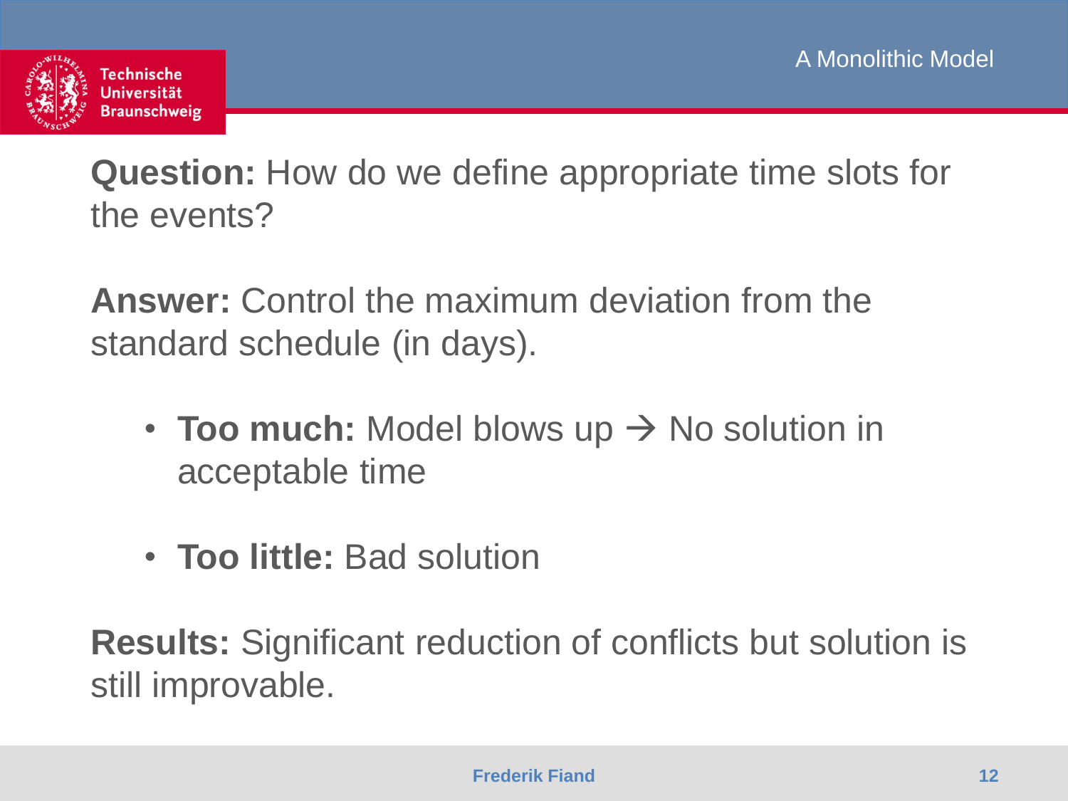## A Monolithic Model

**Question:** How do we define appropriate time slots for the events?

**Answer:** Control the maximum deviation from the standard schedule (in days).

- **Too much:** Model blows up → No solution in acceptable time
- **Too little:** Bad solution

**Results:** Significant reduction of conflicts but solution is still improvable.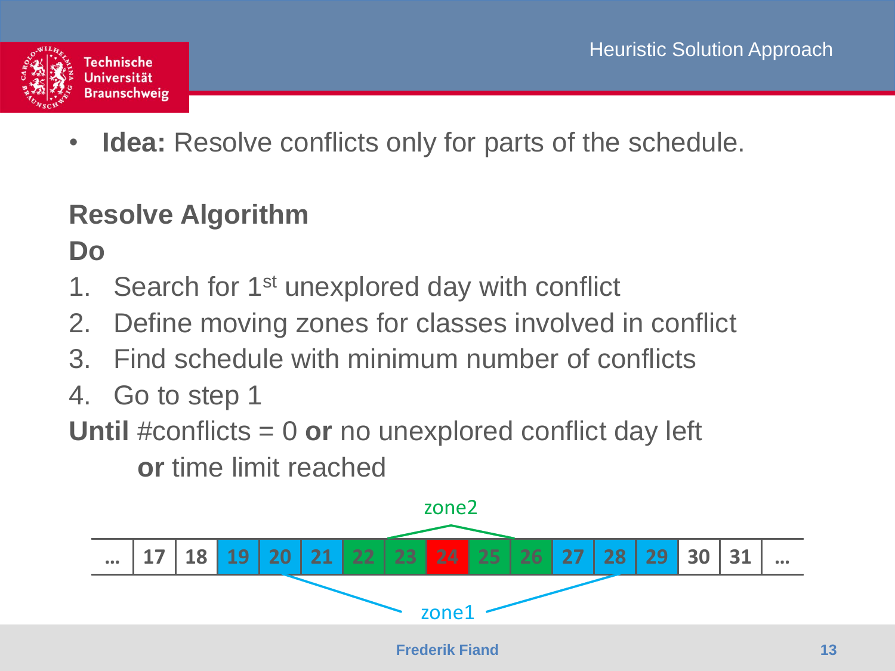- **Idea:** Resolve conflicts only for parts of the schedule.

### Resolve Algorithm

**Do**

1. Search for 1st unexplored day with conflict
2. Define moving zones for classes involved in conflict
3. Find schedule with minimum number of conflicts
4. Go to step 1

**Until** #conflicts = 0 **or** no unexplored conflict day left
**or** time limit reached

zone2

… 17 18 19 20 21 22 23 24 25 26 27 28 29 30 31 …

zone1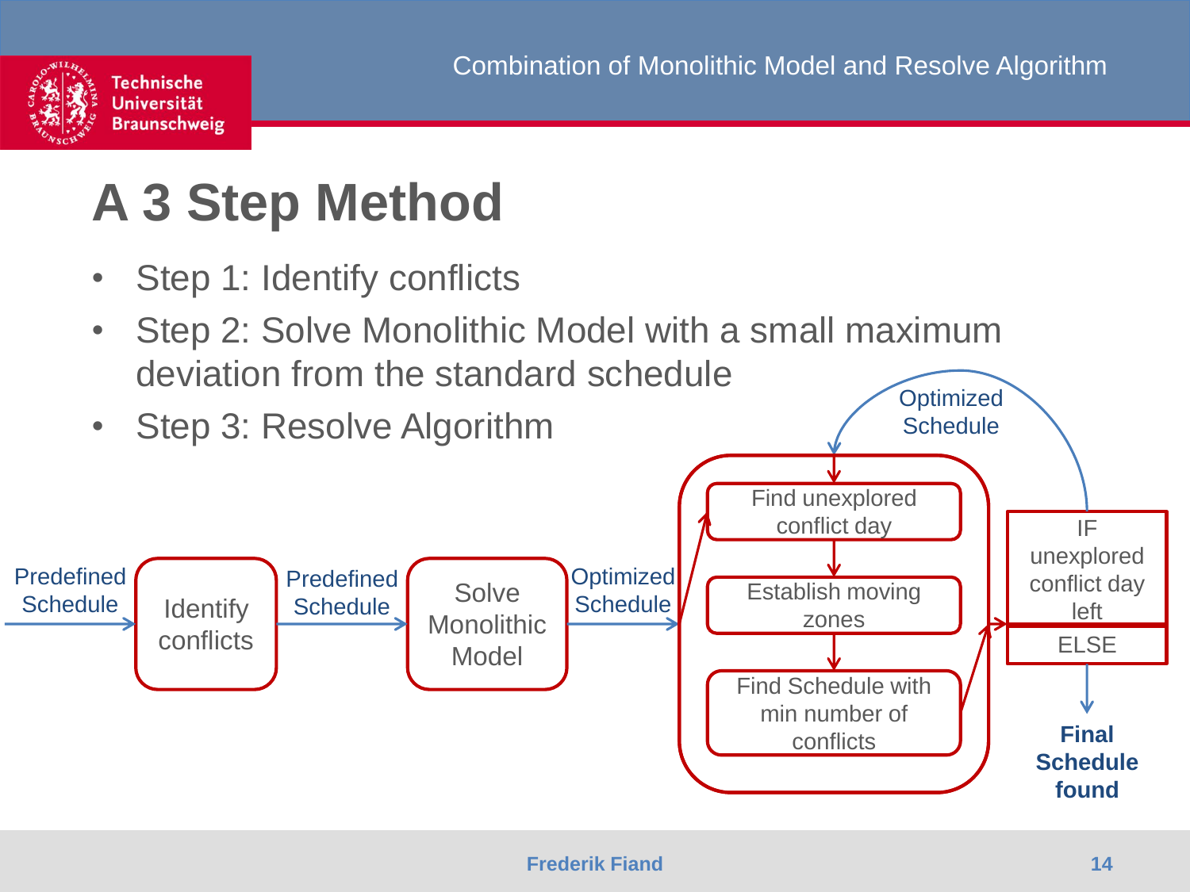# A 3 Step Method

- Step 1: Identify conflicts
- Step 2: Solve Monolithic Model with a small maximum deviation from the standard schedule
- Step 3: Resolve Algorithm

Predefined Schedule

Identify conflicts

Predefined Schedule

Solve Monolithic Model

Optimized Schedule

Find unexplored conflict day

Establish moving zones

Find Schedule with min number of conflicts

Optimized Schedule

IF unexplored conflict day left

ELSE

**Final Schedule found**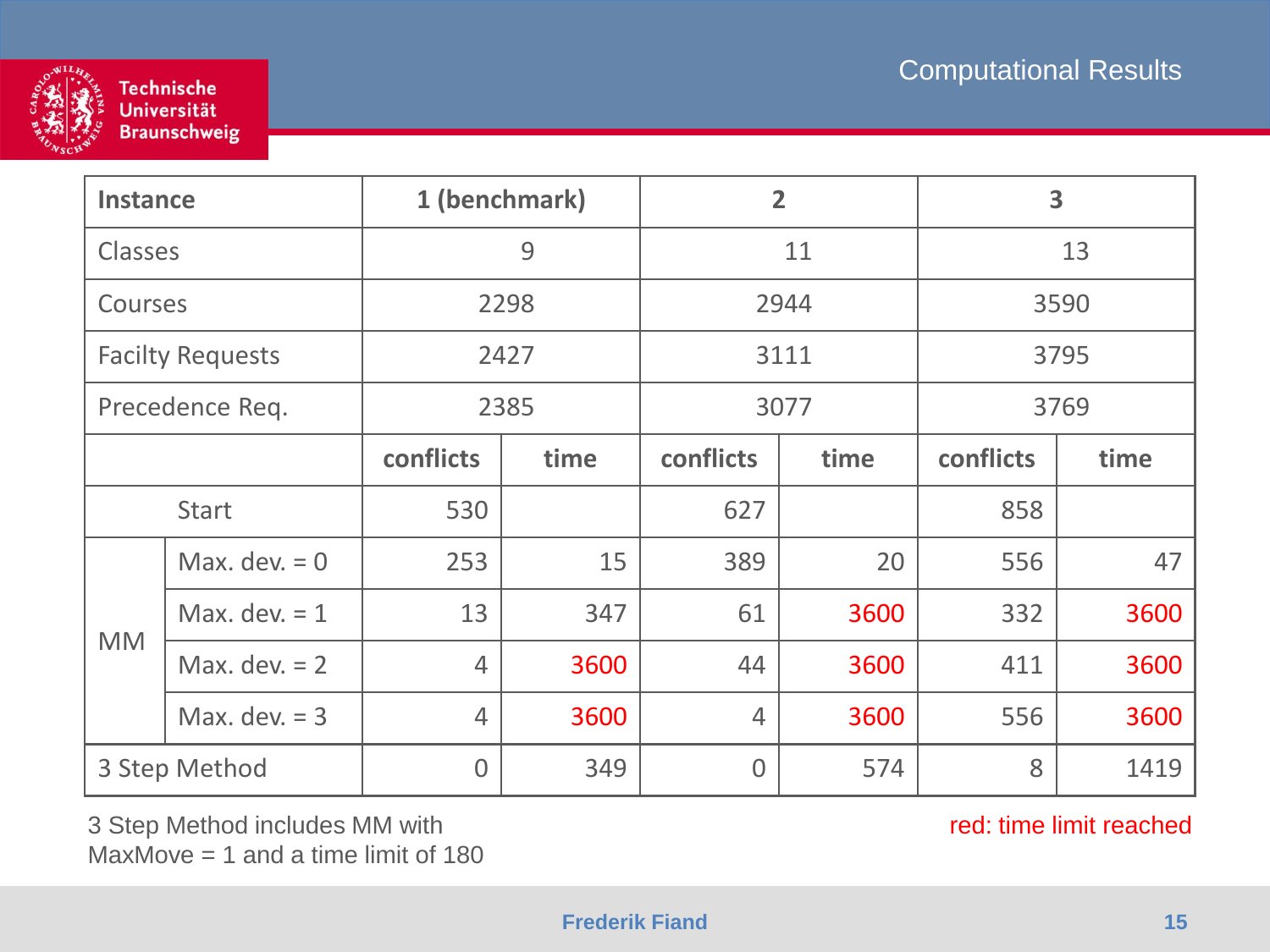# Computational Results

| Instance | | 1 (benchmark) | | 2 | | 3 | |
|---|---|---|---|---|---|---|---|
| Classes | | 9 | | 11 | | 13 | |
| Courses | | 2298 | | 2944 | | 3590 | |
| Facilty Requests | | 2427 | | 3111 | | 3795 | |
| Precedence Req. | | 2385 | | 3077 | | 3769 | |
| | | conflicts | time | conflicts | time | conflicts | time |
| Start | | 530 | | 627 | | 858 | |
| MM | Max. dev. = 0 | 253 | 15 | 389 | 20 | 556 | 47 |
| | Max. dev. = 1 | 13 | 347 | 61 | 3600 | 332 | 3600 |
| | Max. dev. = 2 | 4 | 3600 | 44 | 3600 | 411 | 3600 |
| | Max. dev. = 3 | 4 | 3600 | 4 | 3600 | 556 | 3600 |
| 3 Step Method | | 0 | 349 | 0 | 574 | 8 | 1419 |

3 Step Method includes MM with MaxMove = 1 and a time limit of 180

red: time limit reached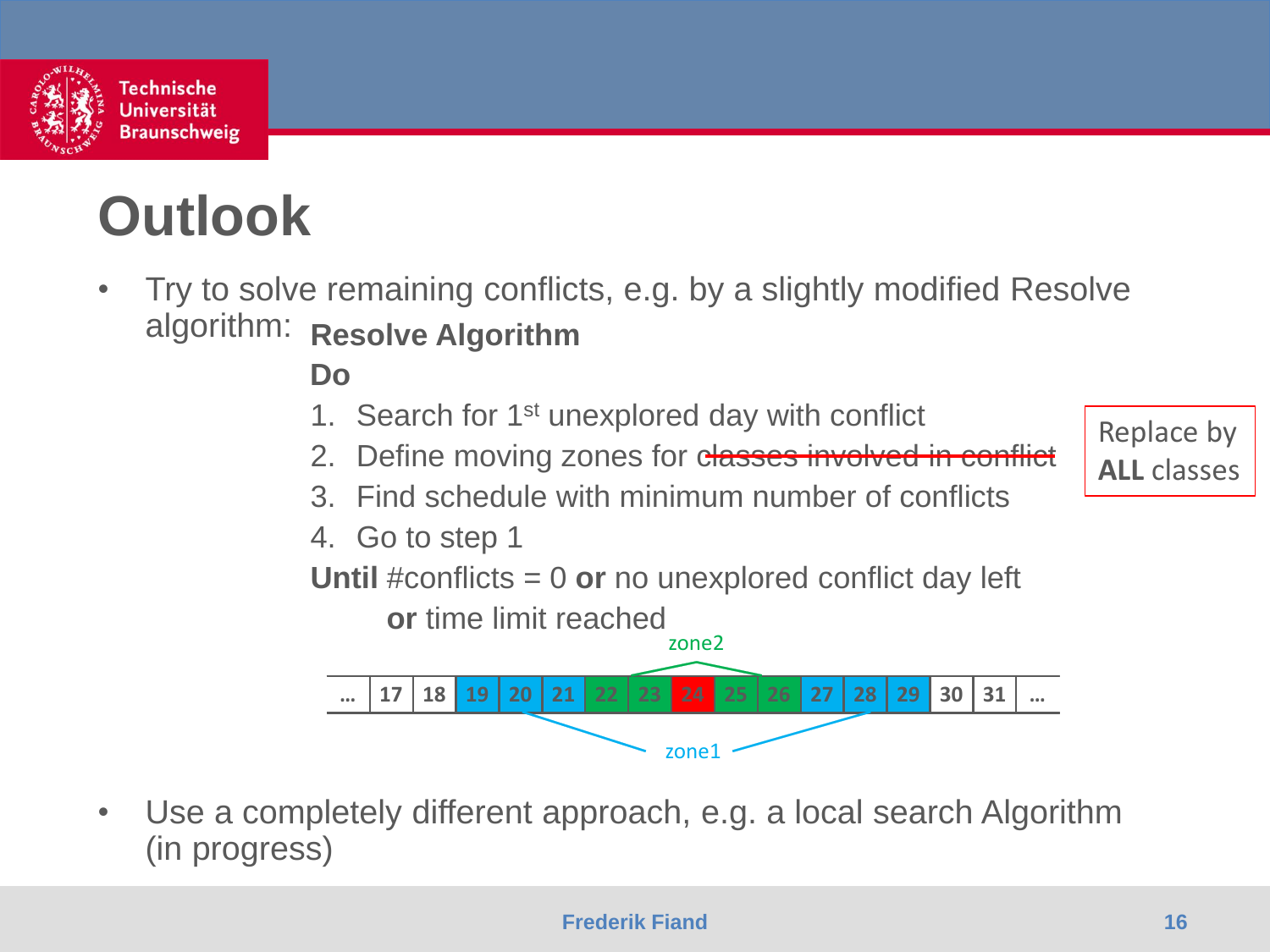# Outlook

- Try to solve remaining conflicts, e.g. by a slightly modified Resolve algorithm:

  **Resolve Algorithm**

  **Do**

  1. Search for 1st unexplored day with conflict
  2. Define moving zones for ~~classes involved in conflict~~
  3. Find schedule with minimum number of conflicts
  4. Go to step 1

  **Until** #conflicts = 0 **or** no unexplored conflict day left **or** time limit reached

  Replace by **ALL** classes

  zone2

  ... 17 18 19 20 21 22 23 24 25 26 27 28 29 30 31 ...

  zone1

- Use a completely different approach, e.g. a local search Algorithm (in progress)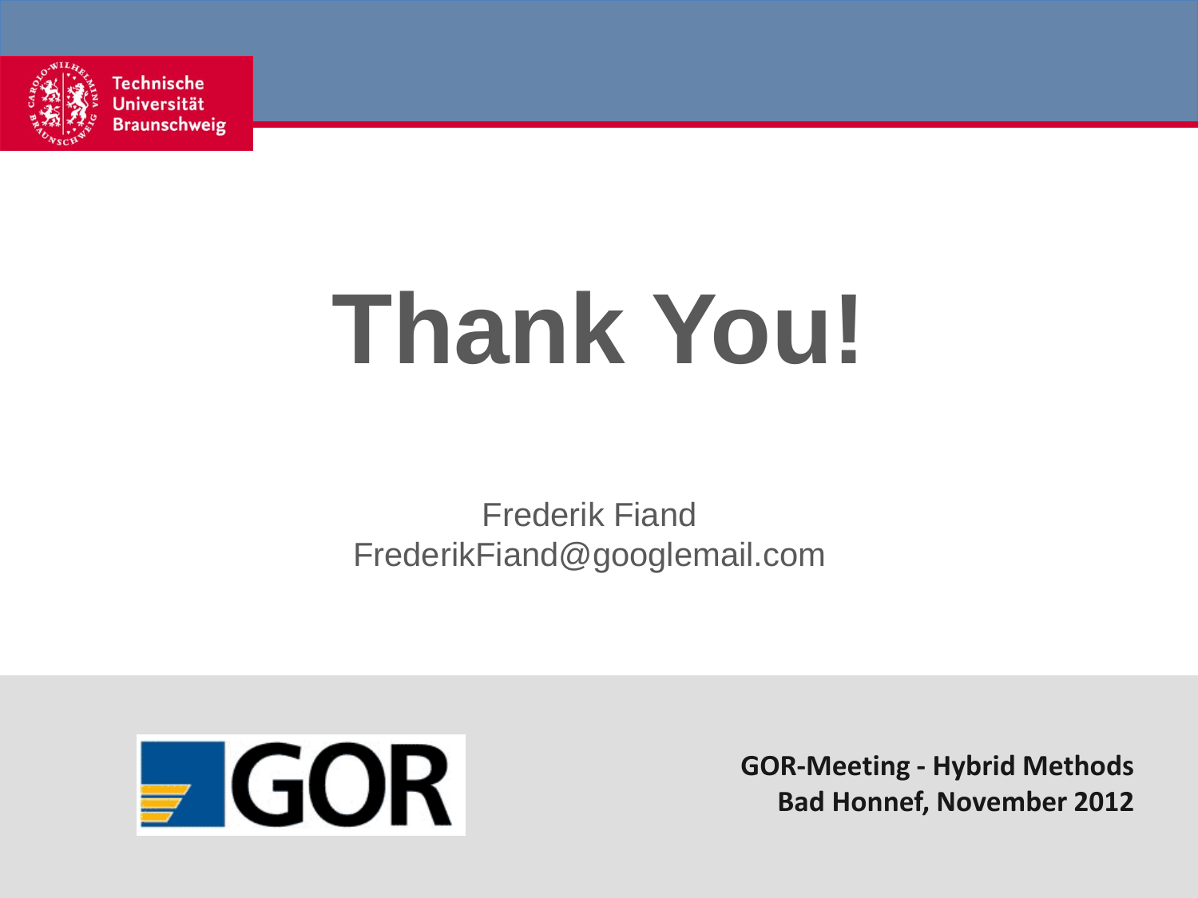# Thank You!

Frederik Fiand
FrederikFiand@googlemail.com

**GOR-Meeting - Hybrid Methods**
**Bad Honnef, November 2012**